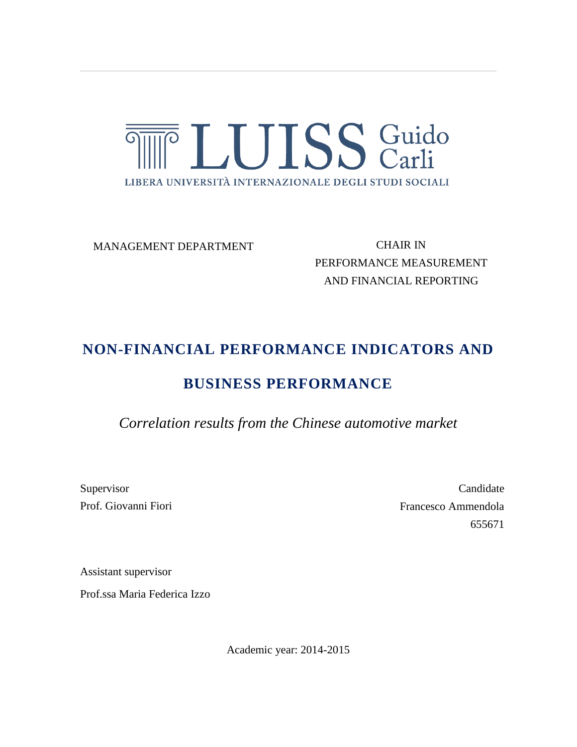LUISS Guido Carli

LIBERA UNIVERSITÀ INTERNAZIONALE DEGLI STUDI SOCIALI

MANAGEMENT DEPARTMENT

CHAIR IN
PERFORMANCE MEASUREMENT
AND FINANCIAL REPORTING

# NON-FINANCIAL PERFORMANCE INDICATORS AND BUSINESS PERFORMANCE

*Correlation results from the Chinese automotive market*

Supervisor
Prof. Giovanni Fiori

Candidate
Francesco Ammendola
655671

Assistant supervisor
Prof.ssa Maria Federica Izzo

Academic year: 2014-2015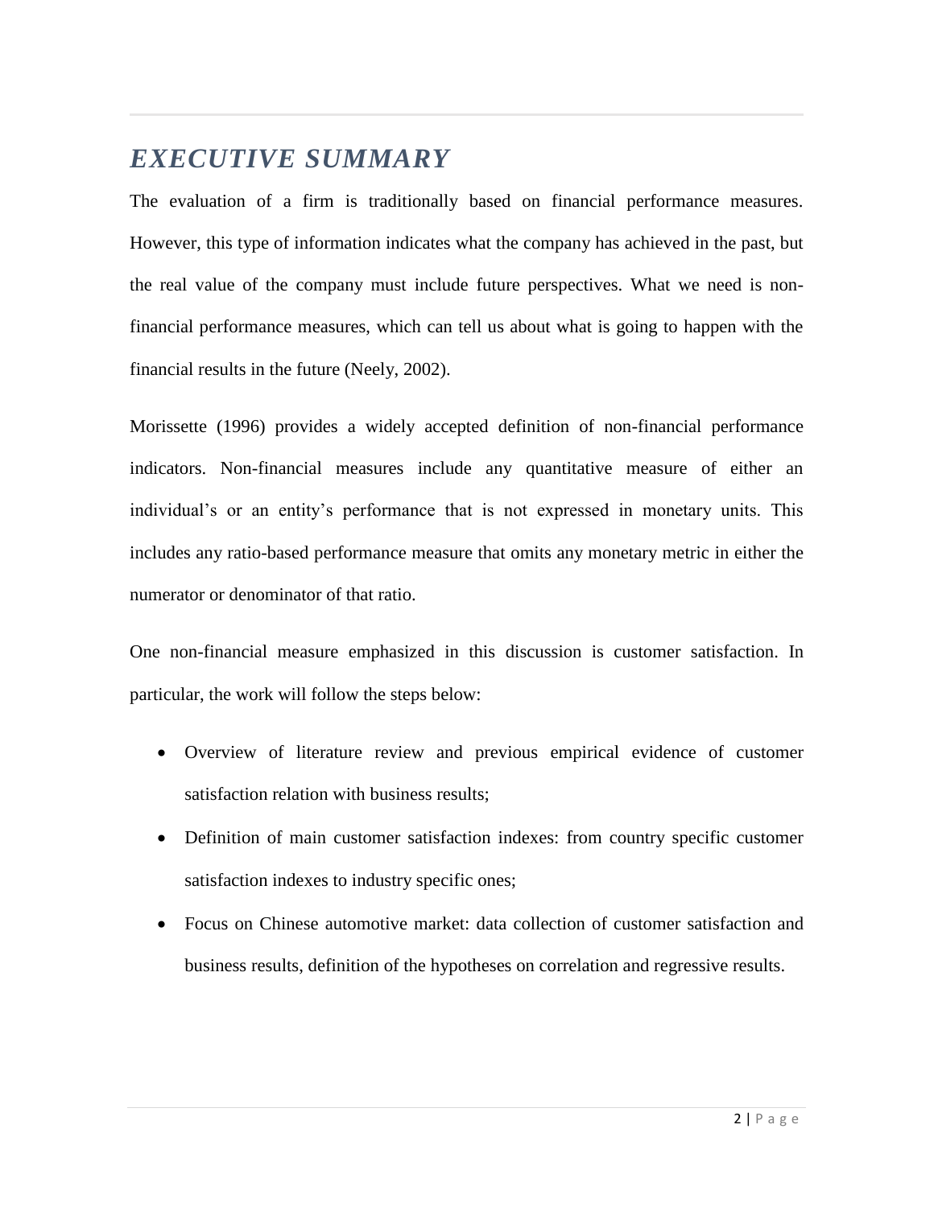# *EXECUTIVE SUMMARY*

The evaluation of a firm is traditionally based on financial performance measures. However, this type of information indicates what the company has achieved in the past, but the real value of the company must include future perspectives. What we need is non-financial performance measures, which can tell us about what is going to happen with the financial results in the future (Neely, 2002).

Morissette (1996) provides a widely accepted definition of non-financial performance indicators. Non-financial measures include any quantitative measure of either an individual's or an entity's performance that is not expressed in monetary units. This includes any ratio-based performance measure that omits any monetary metric in either the numerator or denominator of that ratio.

One non-financial measure emphasized in this discussion is customer satisfaction. In particular, the work will follow the steps below:

- Overview of literature review and previous empirical evidence of customer satisfaction relation with business results;
- Definition of main customer satisfaction indexes: from country specific customer satisfaction indexes to industry specific ones;
- Focus on Chinese automotive market: data collection of customer satisfaction and business results, definition of the hypotheses on correlation and regressive results.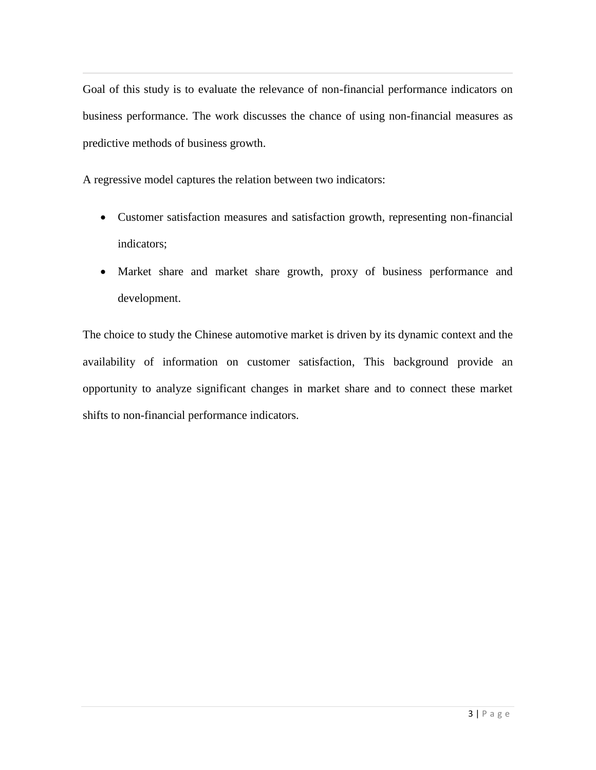Goal of this study is to evaluate the relevance of non-financial performance indicators on business performance. The work discusses the chance of using non-financial measures as predictive methods of business growth.

A regressive model captures the relation between two indicators:

- Customer satisfaction measures and satisfaction growth, representing non-financial indicators;
- Market share and market share growth, proxy of business performance and development.

The choice to study the Chinese automotive market is driven by its dynamic context and the availability of information on customer satisfaction, This background provide an opportunity to analyze significant changes in market share and to connect these market shifts to non-financial performance indicators.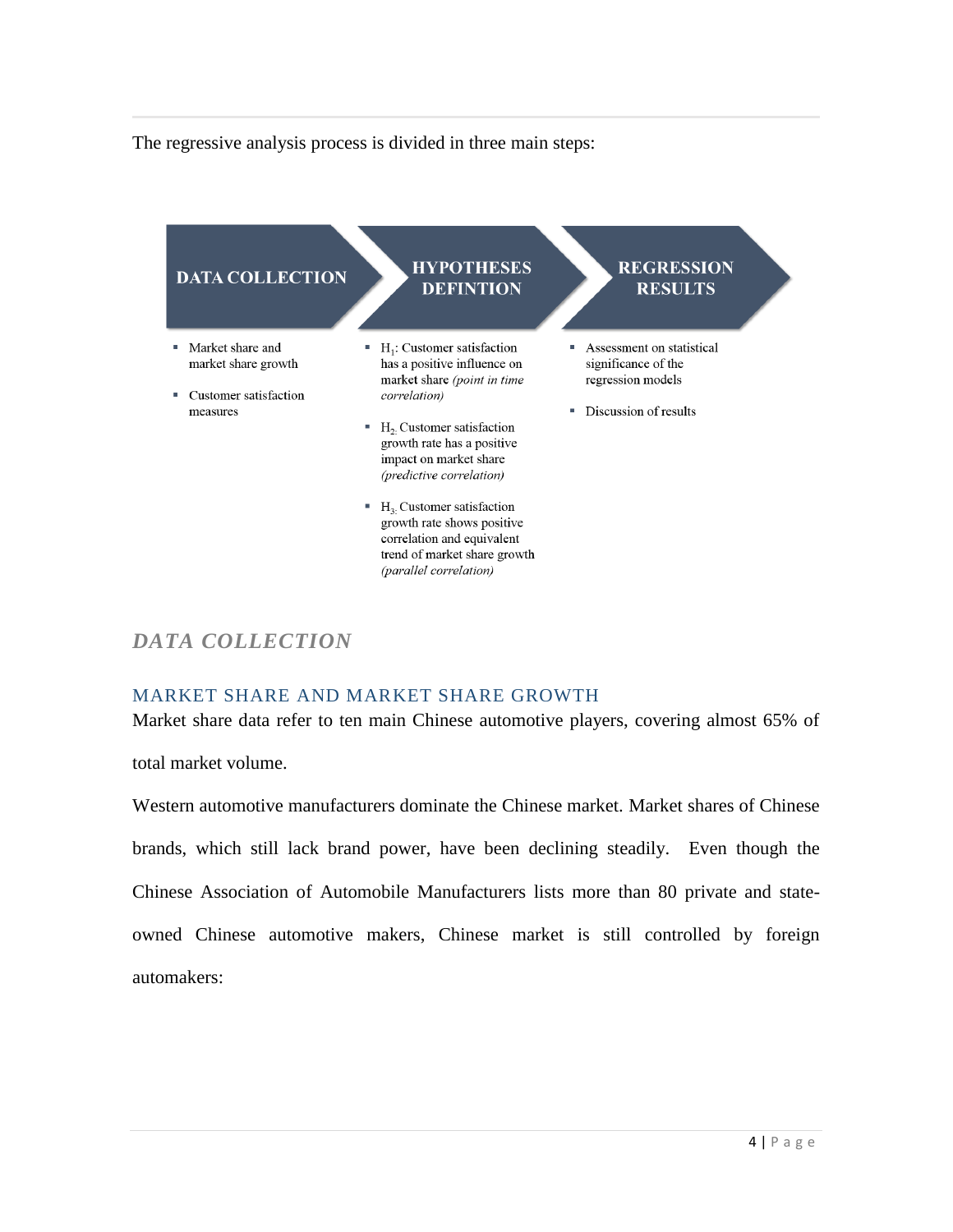The regressive analysis process is divided in three main steps:

| DATA COLLECTION | HYPOTHESES DEFINTION | REGRESSION RESULTS |
| --- | --- | --- |
| ▪ Market share and market share growth<br>▪ Customer satisfaction measures | ▪ $H_1$: Customer satisfaction has a positive influence on market share *(point in time correlation)*<br>▪ $H_2$. Customer satisfaction growth rate has a positive impact on market share *(predictive correlation)*<br>▪ $H_3$. Customer satisfaction growth rate shows positive correlation and equivalent trend of market share growth *(parallel correlation)* | ▪ Assessment on statistical significance of the regression models<br>▪ Discussion of results |

## *DATA COLLECTION*

### MARKET SHARE AND MARKET SHARE GROWTH

Market share data refer to ten main Chinese automotive players, covering almost 65% of total market volume.

Western automotive manufacturers dominate the Chinese market. Market shares of Chinese brands, which still lack brand power, have been declining steadily. Even though the Chinese Association of Automobile Manufacturers lists more than 80 private and state-owned Chinese automotive makers, Chinese market is still controlled by foreign automakers: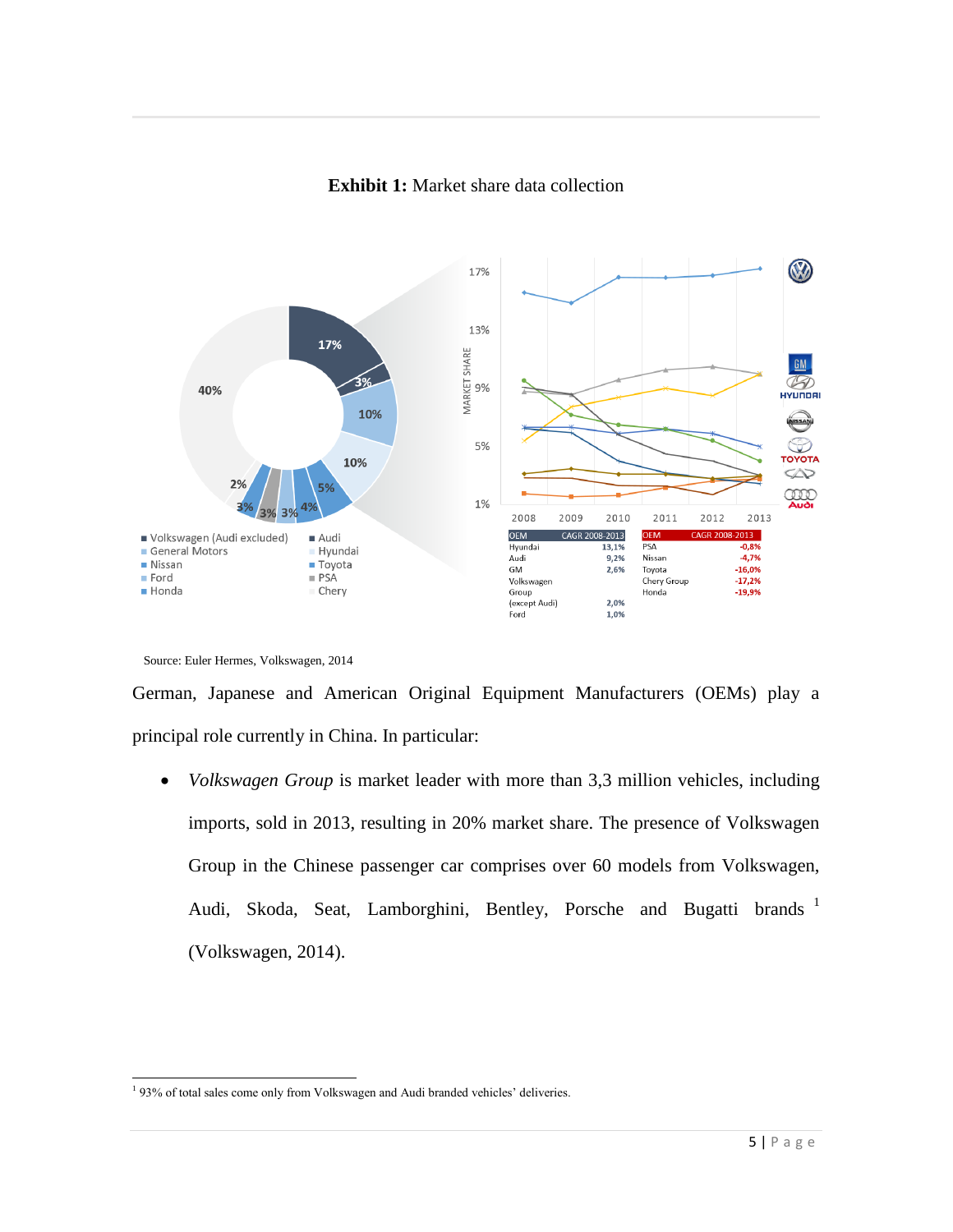**Exhibit 1:** Market share data collection

| OEM | CAGR 2008-2013 |
|---|---|
| Hyundai | 13,1% |
| Audi | 9,2% |
| GM | 2,6% |
| Volkswagen Group (except Audi) | 2,0% |
| Ford | 1,0% |

| OEM | CAGR 2008-2013 |
|---|---|
| PSA | -0,8% |
| Nissan | -4,7% |
| Toyota | -16,0% |
| Chery Group | -17,2% |
| Honda | -19,9% |

Source: Euler Hermes, Volkswagen, 2014

German, Japanese and American Original Equipment Manufacturers (OEMs) play a principal role currently in China. In particular:

- *Volkswagen Group* is market leader with more than 3,3 million vehicles, including imports, sold in 2013, resulting in 20% market share. The presence of Volkswagen Group in the Chinese passenger car comprises over 60 models from Volkswagen, Audi, Skoda, Seat, Lamborghini, Bentley, Porsche and Bugatti brands [1] (Volkswagen, 2014).

[1] 93% of total sales come only from Volkswagen and Audi branded vehicles' deliveries.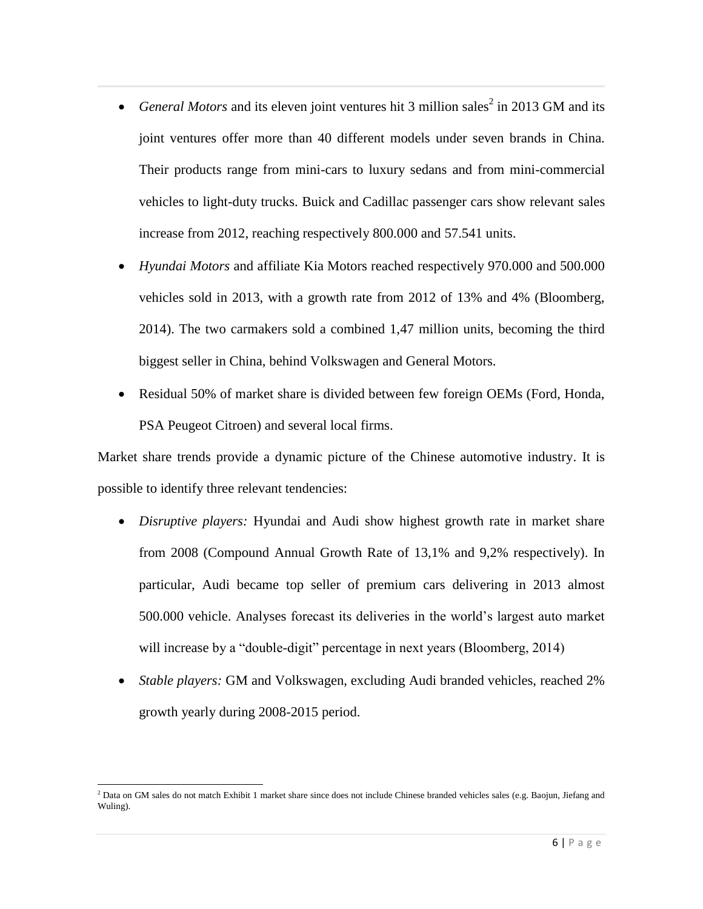- *General Motors* and its eleven joint ventures hit 3 million sales[2] in 2013 GM and its joint ventures offer more than 40 different models under seven brands in China. Their products range from mini-cars to luxury sedans and from mini-commercial vehicles to light-duty trucks. Buick and Cadillac passenger cars show relevant sales increase from 2012, reaching respectively 800.000 and 57.541 units.
- *Hyundai Motors* and affiliate Kia Motors reached respectively 970.000 and 500.000 vehicles sold in 2013, with a growth rate from 2012 of 13% and 4% (Bloomberg, 2014). The two carmakers sold a combined 1,47 million units, becoming the third biggest seller in China, behind Volkswagen and General Motors.
- Residual 50% of market share is divided between few foreign OEMs (Ford, Honda, PSA Peugeot Citroen) and several local firms.

Market share trends provide a dynamic picture of the Chinese automotive industry. It is possible to identify three relevant tendencies:

- *Disruptive players:* Hyundai and Audi show highest growth rate in market share from 2008 (Compound Annual Growth Rate of 13,1% and 9,2% respectively). In particular, Audi became top seller of premium cars delivering in 2013 almost 500.000 vehicle. Analyses forecast its deliveries in the world's largest auto market will increase by a "double-digit" percentage in next years (Bloomberg, 2014)
- *Stable players:* GM and Volkswagen, excluding Audi branded vehicles, reached 2% growth yearly during 2008-2015 period.

[2] Data on GM sales do not match Exhibit 1 market share since does not include Chinese branded vehicles sales (e.g. Baojun, Jiefang and Wuling).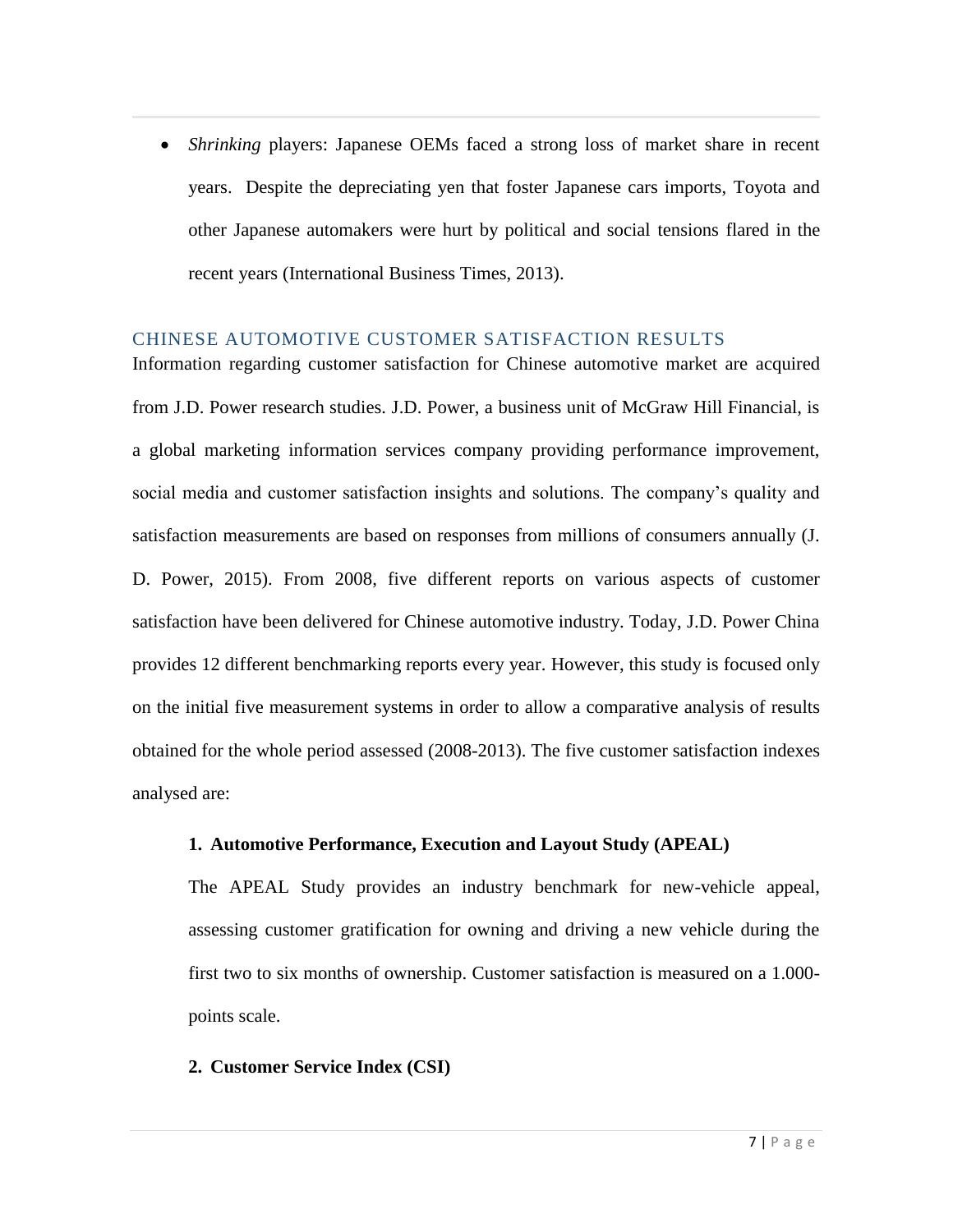- *Shrinking* players: Japanese OEMs faced a strong loss of market share in recent years. Despite the depreciating yen that foster Japanese cars imports, Toyota and other Japanese automakers were hurt by political and social tensions flared in the recent years (International Business Times, 2013).

## CHINESE AUTOMOTIVE CUSTOMER SATISFACTION RESULTS

Information regarding customer satisfaction for Chinese automotive market are acquired from J.D. Power research studies. J.D. Power, a business unit of McGraw Hill Financial, is a global marketing information services company providing performance improvement, social media and customer satisfaction insights and solutions. The company's quality and satisfaction measurements are based on responses from millions of consumers annually (J. D. Power, 2015). From 2008, five different reports on various aspects of customer satisfaction have been delivered for Chinese automotive industry. Today, J.D. Power China provides 12 different benchmarking reports every year. However, this study is focused only on the initial five measurement systems in order to allow a comparative analysis of results obtained for the whole period assessed (2008-2013). The five customer satisfaction indexes analysed are:

1. **Automotive Performance, Execution and Layout Study (APEAL)**

   The APEAL Study provides an industry benchmark for new-vehicle appeal, assessing customer gratification for owning and driving a new vehicle during the first two to six months of ownership. Customer satisfaction is measured on a 1.000-points scale.

2. **Customer Service Index (CSI)**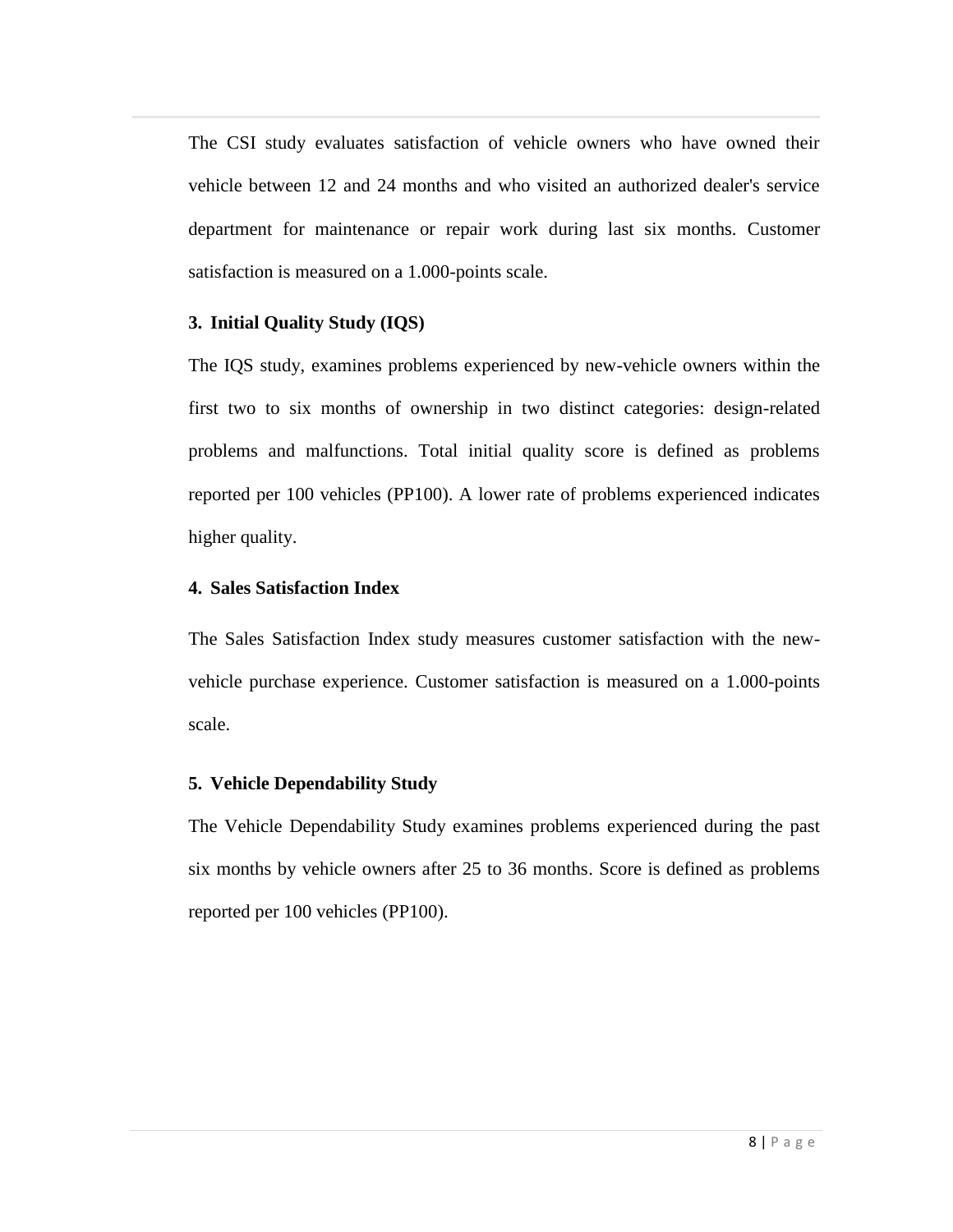The CSI study evaluates satisfaction of vehicle owners who have owned their vehicle between 12 and 24 months and who visited an authorized dealer's service department for maintenance or repair work during last six months. Customer satisfaction is measured on a 1.000-points scale.

### 3. Initial Quality Study (IQS)

The IQS study, examines problems experienced by new-vehicle owners within the first two to six months of ownership in two distinct categories: design-related problems and malfunctions. Total initial quality score is defined as problems reported per 100 vehicles (PP100). A lower rate of problems experienced indicates higher quality.

### 4. Sales Satisfaction Index

The Sales Satisfaction Index study measures customer satisfaction with the new-vehicle purchase experience. Customer satisfaction is measured on a 1.000-points scale.

### 5. Vehicle Dependability Study

The Vehicle Dependability Study examines problems experienced during the past six months by vehicle owners after 25 to 36 months. Score is defined as problems reported per 100 vehicles (PP100).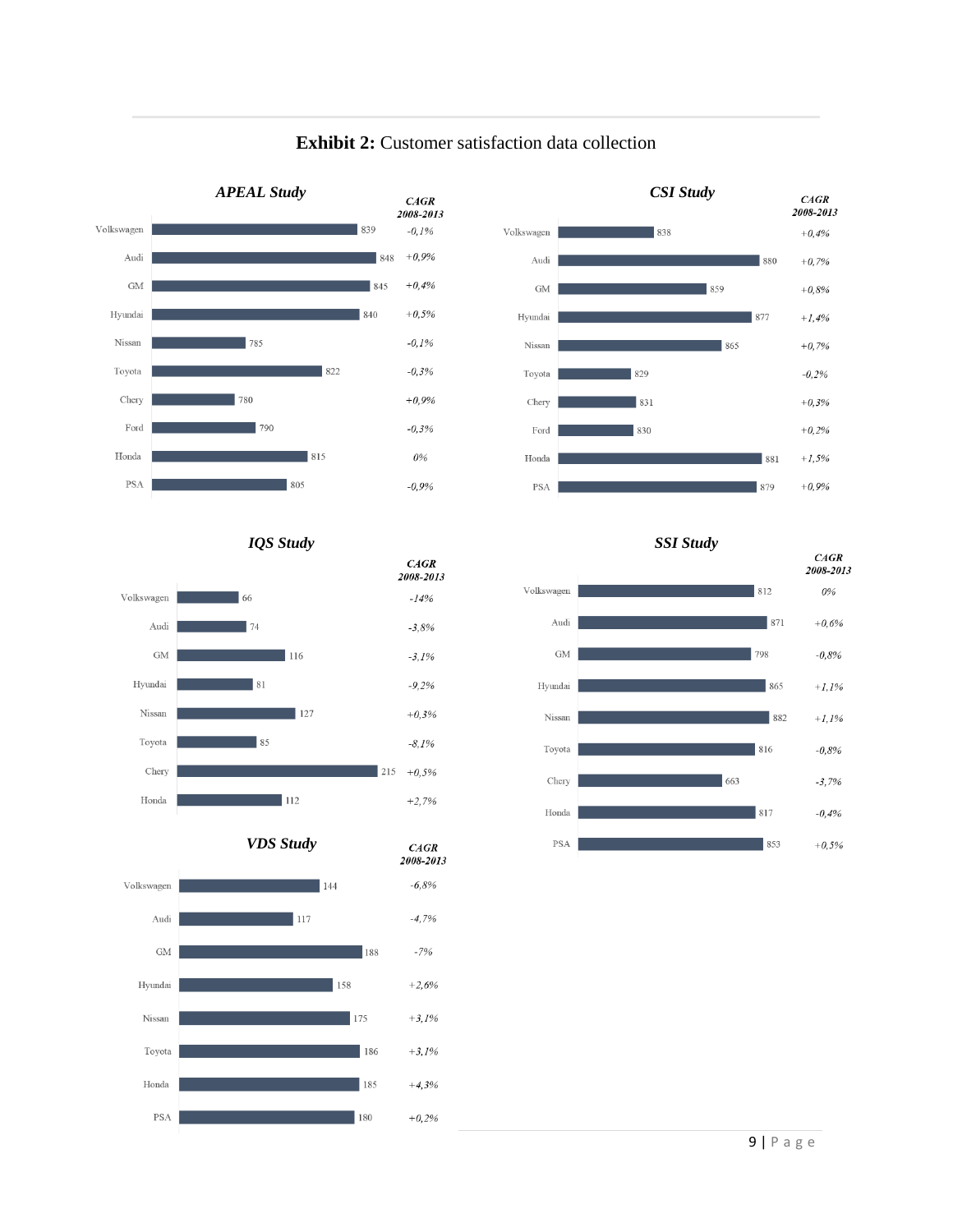**Exhibit 2:** Customer satisfaction data collection

### APEAL Study

| Brand | Score | CAGR 2008-2013 |
|---|---|---|
| Volkswagen | 839 | -0,1% |
| Audi | 848 | +0,9% |
| GM | 845 | +0,4% |
| Hyundai | 840 | +0,5% |
| Nissan | 785 | -0,1% |
| Toyota | 822 | -0,3% |
| Chery | 780 | +0,9% |
| Ford | 790 | -0,3% |
| Honda | 815 | 0% |
| PSA | 805 | -0,9% |

### CSI Study

| Brand | Score | CAGR 2008-2013 |
|---|---|---|
| Volkswagen | 838 | +0,4% |
| Audi | 880 | +0,7% |
| GM | 859 | +0,8% |
| Hyundai | 877 | +1,4% |
| Nissan | 865 | +0,7% |
| Toyota | 829 | -0,2% |
| Chery | 831 | +0,3% |
| Ford | 830 | +0,2% |
| Honda | 881 | +1,5% |
| PSA | 879 | +0,9% |

### IQS Study

| Brand | Score | CAGR 2008-2013 |
|---|---|---|
| Volkswagen | 66 | -14% |
| Audi | 74 | -3,8% |
| GM | 116 | -3,1% |
| Hyundai | 81 | -9,2% |
| Nissan | 127 | +0,3% |
| Toyota | 85 | -8,1% |
| Chery | 215 | +0,5% |
| Honda | 112 | +2,7% |

### SSI Study

| Brand | Score | CAGR 2008-2013 |
|---|---|---|
| Volkswagen | 812 | 0% |
| Audi | 871 | +0,6% |
| GM | 798 | -0,8% |
| Hyundai | 865 | +1,1% |
| Nissan | 882 | +1,1% |
| Toyota | 816 | -0,8% |
| Chery | 663 | -3,7% |
| Honda | 817 | -0,4% |
| PSA | 853 | +0,5% |

### VDS Study

| Brand | Score | CAGR 2008-2013 |
|---|---|---|
| Volkswagen | 144 | -6,8% |
| Audi | 117 | -4,7% |
| GM | 188 | -7% |
| Hyundai | 158 | +2,6% |
| Nissan | 175 | +3,1% |
| Toyota | 186 | +3,1% |
| Honda | 185 | +4,3% |
| PSA | 180 | +0,2% |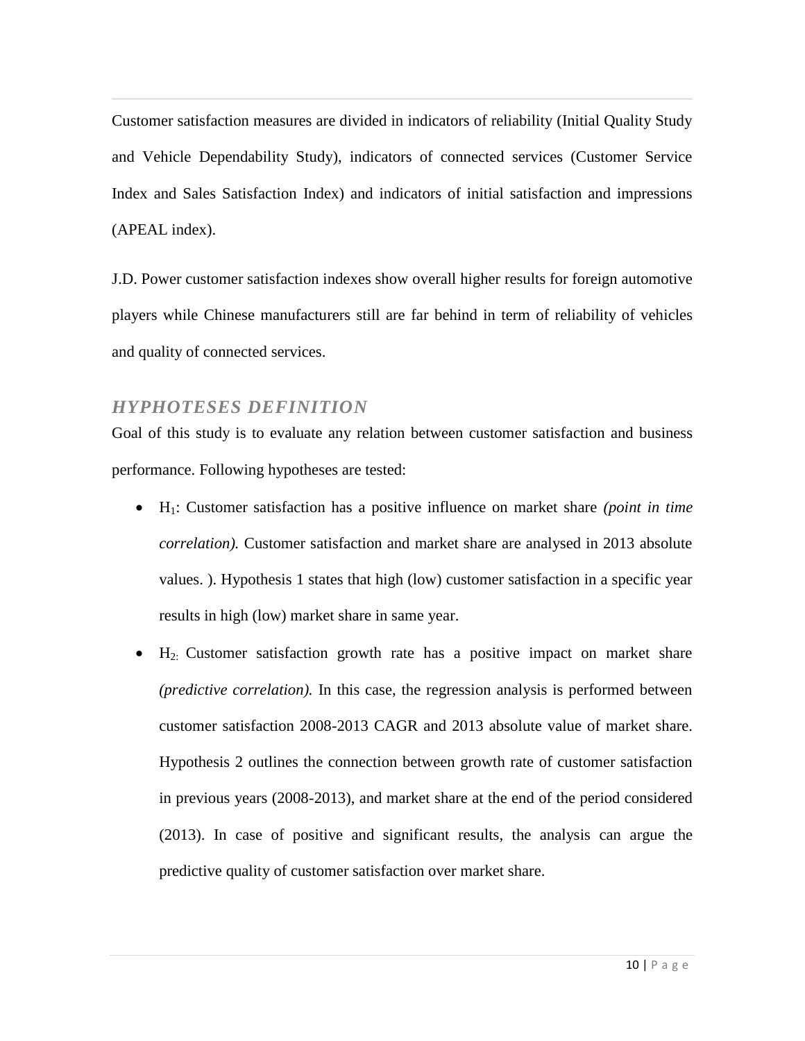Customer satisfaction measures are divided in indicators of reliability (Initial Quality Study and Vehicle Dependability Study), indicators of connected services (Customer Service Index and Sales Satisfaction Index) and indicators of initial satisfaction and impressions (APEAL index).

J.D. Power customer satisfaction indexes show overall higher results for foreign automotive players while Chinese manufacturers still are far behind in term of reliability of vehicles and quality of connected services.

## *HYPHOTESES DEFINITION*

Goal of this study is to evaluate any relation between customer satisfaction and business performance. Following hypotheses are tested:

- $H_1$: Customer satisfaction has a positive influence on market share *(point in time correlation).* Customer satisfaction and market share are analysed in 2013 absolute values. ). Hypothesis 1 states that high (low) customer satisfaction in a specific year results in high (low) market share in same year.
- $H_{2:}$ Customer satisfaction growth rate has a positive impact on market share *(predictive correlation).* In this case, the regression analysis is performed between customer satisfaction 2008-2013 CAGR and 2013 absolute value of market share. Hypothesis 2 outlines the connection between growth rate of customer satisfaction in previous years (2008-2013), and market share at the end of the period considered (2013). In case of positive and significant results, the analysis can argue the predictive quality of customer satisfaction over market share.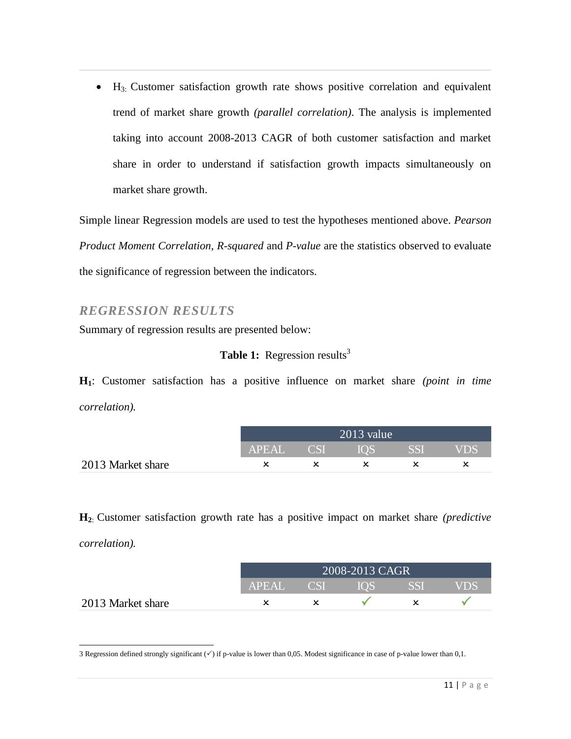- $H_3$: Customer satisfaction growth rate shows positive correlation and equivalent trend of market share growth *(parallel correlation)*. The analysis is implemented taking into account 2008-2013 CAGR of both customer satisfaction and market share in order to understand if satisfaction growth impacts simultaneously on market share growth.

Simple linear Regression models are used to test the hypotheses mentioned above. *Pearson Product Moment Correlation*, *R-squared* and *P-value* are the statistics observed to evaluate the significance of regression between the indicators.

## REGRESSION RESULTS

Summary of regression results are presented below:

**Table 1:** Regression results[3]

**$H_1$**: Customer satisfaction has a positive influence on market share *(point in time correlation).*

| | 2013 value | | | | |
|---|---|---|---|---|---|
| | APEAL | CSI | IQS | SSI | VDS |
| 2013 Market share | × | × | × | × | × |

**$H_2$**: Customer satisfaction growth rate has a positive impact on market share *(predictive correlation).*

| | 2008-2013 CAGR | | | | |
|---|---|---|---|---|---|
| | APEAL | CSI | IQS | SSI | VDS |
| 2013 Market share | × | × | ✓ | × | ✓ |

3 Regression defined strongly significant (✓) if p-value is lower than 0,05. Modest significance in case of p-value lower than 0,1.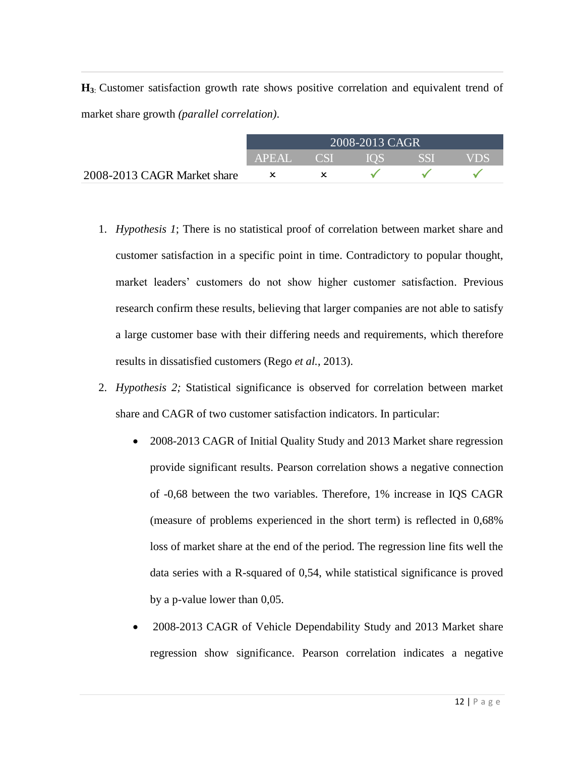**H₃:** Customer satisfaction growth rate shows positive correlation and equivalent trend of market share growth *(parallel correlation)*.

| | 2008-2013 CAGR | | | | |
|---|---|---|---|---|---|
| | APEAL | CSI | IQS | SSI | VDS |
| 2008-2013 CAGR Market share | × | × | ✓ | ✓ | ✓ |

1. *Hypothesis 1*; There is no statistical proof of correlation between market share and customer satisfaction in a specific point in time. Contradictory to popular thought, market leaders' customers do not show higher customer satisfaction. Previous research confirm these results, believing that larger companies are not able to satisfy a large customer base with their differing needs and requirements, which therefore results in dissatisfied customers (Rego *et al.*, 2013).
2. *Hypothesis 2;* Statistical significance is observed for correlation between market share and CAGR of two customer satisfaction indicators. In particular:
   - 2008-2013 CAGR of Initial Quality Study and 2013 Market share regression provide significant results. Pearson correlation shows a negative connection of -0,68 between the two variables. Therefore, 1% increase in IQS CAGR (measure of problems experienced in the short term) is reflected in 0,68% loss of market share at the end of the period. The regression line fits well the data series with a R-squared of 0,54, while statistical significance is proved by a p-value lower than 0,05.
   - 2008-2013 CAGR of Vehicle Dependability Study and 2013 Market share regression show significance. Pearson correlation indicates a negative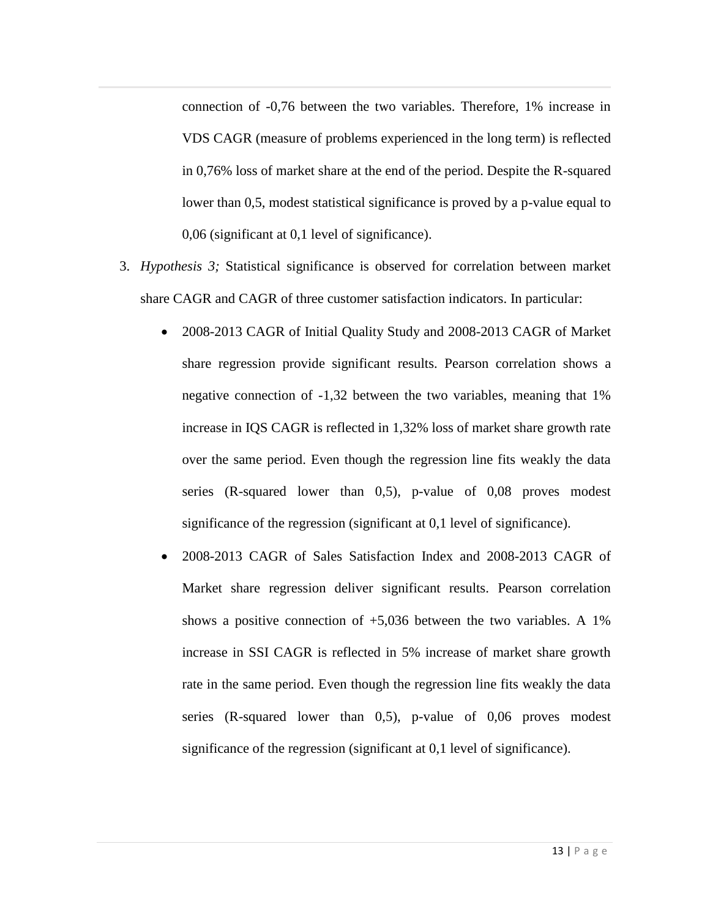connection of -0,76 between the two variables. Therefore, 1% increase in VDS CAGR (measure of problems experienced in the long term) is reflected in 0,76% loss of market share at the end of the period. Despite the R-squared lower than 0,5, modest statistical significance is proved by a p-value equal to 0,06 (significant at 0,1 level of significance).

3. *Hypothesis 3;* Statistical significance is observed for correlation between market share CAGR and CAGR of three customer satisfaction indicators. In particular:

   - 2008-2013 CAGR of Initial Quality Study and 2008-2013 CAGR of Market share regression provide significant results. Pearson correlation shows a negative connection of -1,32 between the two variables, meaning that 1% increase in IQS CAGR is reflected in 1,32% loss of market share growth rate over the same period. Even though the regression line fits weakly the data series (R-squared lower than 0,5), p-value of 0,08 proves modest significance of the regression (significant at 0,1 level of significance).
   - 2008-2013 CAGR of Sales Satisfaction Index and 2008-2013 CAGR of Market share regression deliver significant results. Pearson correlation shows a positive connection of +5,036 between the two variables. A 1% increase in SSI CAGR is reflected in 5% increase of market share growth rate in the same period. Even though the regression line fits weakly the data series (R-squared lower than 0,5), p-value of 0,06 proves modest significance of the regression (significant at 0,1 level of significance).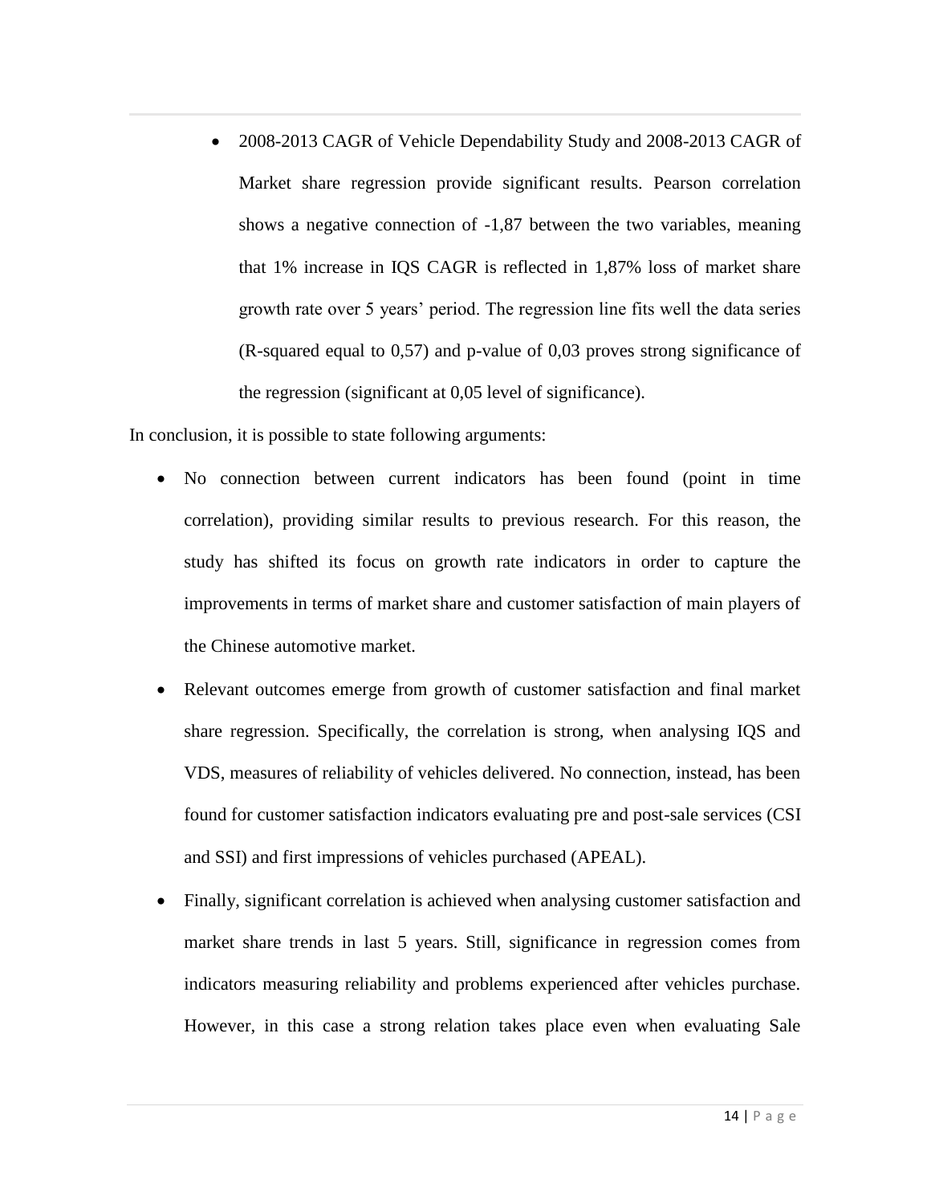- 2008-2013 CAGR of Vehicle Dependability Study and 2008-2013 CAGR of Market share regression provide significant results. Pearson correlation shows a negative connection of -1,87 between the two variables, meaning that 1% increase in IQS CAGR is reflected in 1,87% loss of market share growth rate over 5 years' period. The regression line fits well the data series (R-squared equal to 0,57) and p-value of 0,03 proves strong significance of the regression (significant at 0,05 level of significance).

In conclusion, it is possible to state following arguments:

- No connection between current indicators has been found (point in time correlation), providing similar results to previous research. For this reason, the study has shifted its focus on growth rate indicators in order to capture the improvements in terms of market share and customer satisfaction of main players of the Chinese automotive market.
- Relevant outcomes emerge from growth of customer satisfaction and final market share regression. Specifically, the correlation is strong, when analysing IQS and VDS, measures of reliability of vehicles delivered. No connection, instead, has been found for customer satisfaction indicators evaluating pre and post-sale services (CSI and SSI) and first impressions of vehicles purchased (APEAL).
- Finally, significant correlation is achieved when analysing customer satisfaction and market share trends in last 5 years. Still, significance in regression comes from indicators measuring reliability and problems experienced after vehicles purchase. However, in this case a strong relation takes place even when evaluating Sale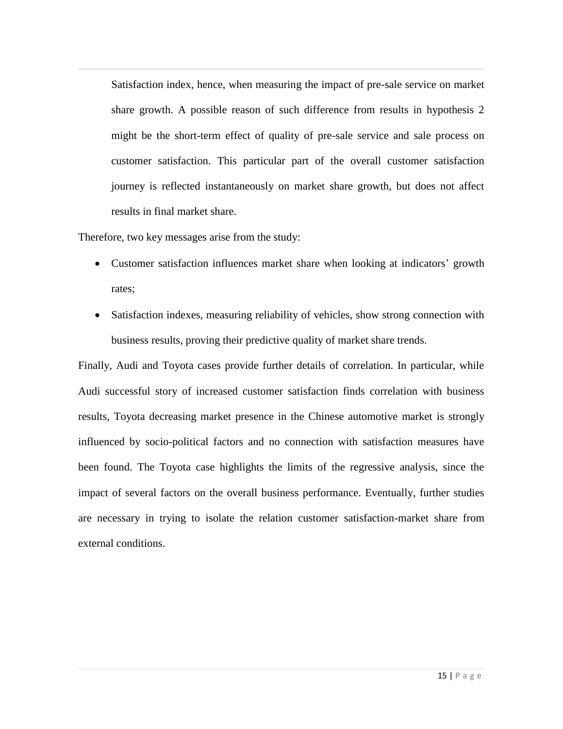Satisfaction index, hence, when measuring the impact of pre-sale service on market share growth. A possible reason of such difference from results in hypothesis 2 might be the short-term effect of quality of pre-sale service and sale process on customer satisfaction. This particular part of the overall customer satisfaction journey is reflected instantaneously on market share growth, but does not affect results in final market share.

Therefore, two key messages arise from the study:

- Customer satisfaction influences market share when looking at indicators' growth rates;
- Satisfaction indexes, measuring reliability of vehicles, show strong connection with business results, proving their predictive quality of market share trends.

Finally, Audi and Toyota cases provide further details of correlation. In particular, while Audi successful story of increased customer satisfaction finds correlation with business results, Toyota decreasing market presence in the Chinese automotive market is strongly influenced by socio-political factors and no connection with satisfaction measures have been found. The Toyota case highlights the limits of the regressive analysis, since the impact of several factors on the overall business performance. Eventually, further studies are necessary in trying to isolate the relation customer satisfaction-market share from external conditions.